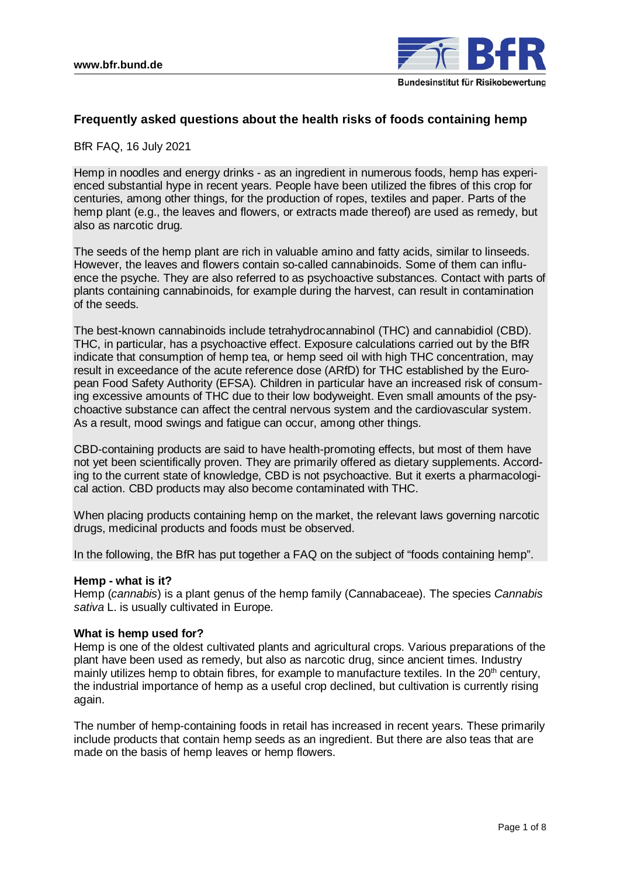www.bfr.bund.de

# Frequently asked questions about the health risks of foods containing hemp

BfR FAQ, 16 July 2021

Hemp in noodles and energy drinks - as an ingredient in numerous foods, hemp has experienced substantial hype in recent years. People have been utilized the fibres of this crop for centuries, among other things, for the production of ropes, textiles and paper. Parts of the hemp plant (e.g., the leaves and flowers, or extracts made thereof) are used as remedy, but also as narcotic drug.

The seeds of the hemp plant are rich in valuable amino and fatty acids, similar to linseeds. However, the leaves and flowers contain so-called cannabinoids. Some of them can influence the psyche. They are also referred to as psychoactive substances. Contact with parts of plants containing cannabinoids, for example during the harvest, can result in contamination of the seeds.

The best-known cannabinoids include tetrahydrocannabinol (THC) and cannabidiol (CBD). THC, in particular, has a psychoactive effect. Exposure calculations carried out by the BfR indicate that consumption of hemp tea, or hemp seed oil with high THC concentration, may result in exceedance of the acute reference dose (ARfD) for THC established by the European Food Safety Authority (EFSA). Children in particular have an increased risk of consuming excessive amounts of THC due to their low bodyweight. Even small amounts of the psychoactive substance can affect the central nervous system and the cardiovascular system. As a result, mood swings and fatigue can occur, among other things.

CBD-containing products are said to have health-promoting effects, but most of them have not yet been scientifically proven. They are primarily offered as dietary supplements. According to the current state of knowledge, CBD is not psychoactive. But it exerts a pharmacological action. CBD products may also become contaminated with THC.

When placing products containing hemp on the market, the relevant laws governing narcotic drugs, medicinal products and foods must be observed.

In the following, the BfR has put together a FAQ on the subject of "foods containing hemp".

### Hemp - what is it?

Hemp (*cannabis*) is a plant genus of the hemp family (Cannabaceae). The species *Cannabis sativa* L. is usually cultivated in Europe.

### What is hemp used for?

Hemp is one of the oldest cultivated plants and agricultural crops. Various preparations of the plant have been used as remedy, but also as narcotic drug, since ancient times. Industry mainly utilizes hemp to obtain fibres, for example to manufacture textiles. In the 20th century, the industrial importance of hemp as a useful crop declined, but cultivation is currently rising again.

The number of hemp-containing foods in retail has increased in recent years. These primarily include products that contain hemp seeds as an ingredient. But there are also teas that are made on the basis of hemp leaves or hemp flowers.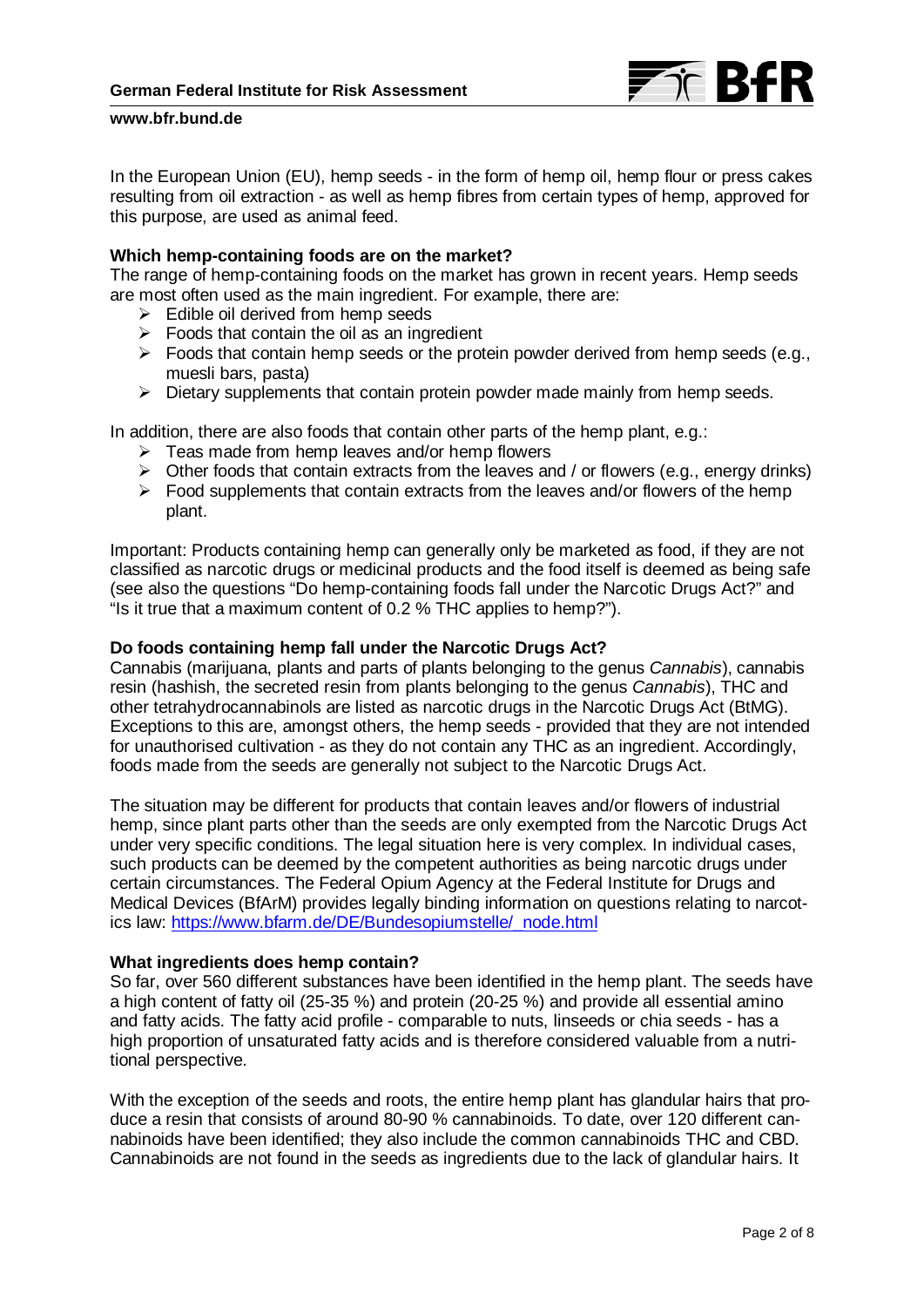In the European Union (EU), hemp seeds - in the form of hemp oil, hemp flour or press cakes resulting from oil extraction - as well as hemp fibres from certain types of hemp, approved for this purpose, are used as animal feed.

**Which hemp-containing foods are on the market?**

The range of hemp-containing foods on the market has grown in recent years. Hemp seeds are most often used as the main ingredient. For example, there are:

- Edible oil derived from hemp seeds
- Foods that contain the oil as an ingredient
- Foods that contain hemp seeds or the protein powder derived from hemp seeds (e.g., muesli bars, pasta)
- Dietary supplements that contain protein powder made mainly from hemp seeds.

In addition, there are also foods that contain other parts of the hemp plant, e.g.:

- Teas made from hemp leaves and/or hemp flowers
- Other foods that contain extracts from the leaves and / or flowers (e.g., energy drinks)
- Food supplements that contain extracts from the leaves and/or flowers of the hemp plant.

Important: Products containing hemp can generally only be marketed as food, if they are not classified as narcotic drugs or medicinal products and the food itself is deemed as being safe (see also the questions "Do hemp-containing foods fall under the Narcotic Drugs Act?" and "Is it true that a maximum content of 0.2 % THC applies to hemp?").

**Do foods containing hemp fall under the Narcotic Drugs Act?**

Cannabis (marijuana, plants and parts of plants belonging to the genus *Cannabis*), cannabis resin (hashish, the secreted resin from plants belonging to the genus *Cannabis*), THC and other tetrahydrocannabinols are listed as narcotic drugs in the Narcotic Drugs Act (BtMG). Exceptions to this are, amongst others, the hemp seeds - provided that they are not intended for unauthorised cultivation - as they do not contain any THC as an ingredient. Accordingly, foods made from the seeds are generally not subject to the Narcotic Drugs Act.

The situation may be different for products that contain leaves and/or flowers of industrial hemp, since plant parts other than the seeds are only exempted from the Narcotic Drugs Act under very specific conditions. The legal situation here is very complex. In individual cases, such products can be deemed by the competent authorities as being narcotic drugs under certain circumstances. The Federal Opium Agency at the Federal Institute for Drugs and Medical Devices (BfArM) provides legally binding information on questions relating to narcotics law: https://www.bfarm.de/DE/Bundesopiumstelle/_node.html

**What ingredients does hemp contain?**

So far, over 560 different substances have been identified in the hemp plant. The seeds have a high content of fatty oil (25-35 %) and protein (20-25 %) and provide all essential amino and fatty acids. The fatty acid profile - comparable to nuts, linseeds or chia seeds - has a high proportion of unsaturated fatty acids and is therefore considered valuable from a nutritional perspective.

With the exception of the seeds and roots, the entire hemp plant has glandular hairs that produce a resin that consists of around 80-90 % cannabinoids. To date, over 120 different cannabinoids have been identified; they also include the common cannabinoids THC and CBD. Cannabinoids are not found in the seeds as ingredients due to the lack of glandular hairs. It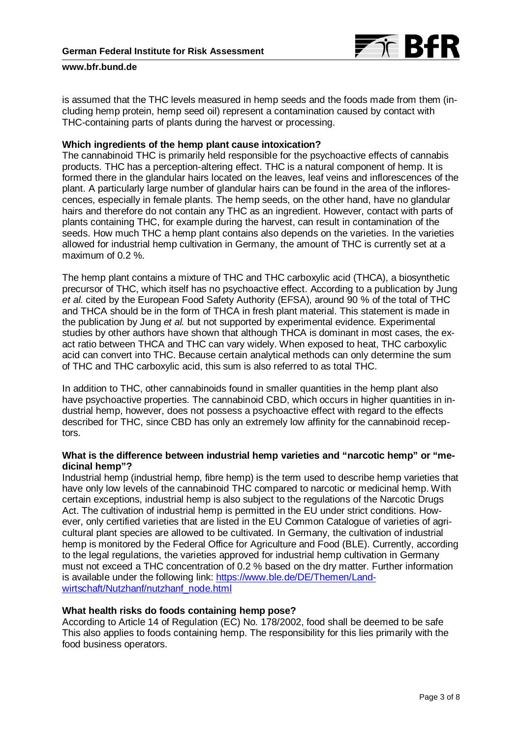is assumed that the THC levels measured in hemp seeds and the foods made from them (including hemp protein, hemp seed oil) represent a contamination caused by contact with THC-containing parts of plants during the harvest or processing.

**Which ingredients of the hemp plant cause intoxication?**

The cannabinoid THC is primarily held responsible for the psychoactive effects of cannabis products. THC has a perception-altering effect. THC is a natural component of hemp. It is formed there in the glandular hairs located on the leaves, leaf veins and inflorescences of the plant. A particularly large number of glandular hairs can be found in the area of the inflorescences, especially in female plants. The hemp seeds, on the other hand, have no glandular hairs and therefore do not contain any THC as an ingredient. However, contact with parts of plants containing THC, for example during the harvest, can result in contamination of the seeds. How much THC a hemp plant contains also depends on the varieties. In the varieties allowed for industrial hemp cultivation in Germany, the amount of THC is currently set at a maximum of 0.2 %.

The hemp plant contains a mixture of THC and THC carboxylic acid (THCA), a biosynthetic precursor of THC, which itself has no psychoactive effect. According to a publication by Jung *et al.* cited by the European Food Safety Authority (EFSA), around 90 % of the total of THC and THCA should be in the form of THCA in fresh plant material. This statement is made in the publication by Jung *et al.* but not supported by experimental evidence. Experimental studies by other authors have shown that although THCA is dominant in most cases, the exact ratio between THCA and THC can vary widely. When exposed to heat, THC carboxylic acid can convert into THC. Because certain analytical methods can only determine the sum of THC and THC carboxylic acid, this sum is also referred to as total THC.

In addition to THC, other cannabinoids found in smaller quantities in the hemp plant also have psychoactive properties. The cannabinoid CBD, which occurs in higher quantities in industrial hemp, however, does not possess a psychoactive effect with regard to the effects described for THC, since CBD has only an extremely low affinity for the cannabinoid receptors.

**What is the difference between industrial hemp varieties and "narcotic hemp" or "medicinal hemp"?**

Industrial hemp (industrial hemp, fibre hemp) is the term used to describe hemp varieties that have only low levels of the cannabinoid THC compared to narcotic or medicinal hemp. With certain exceptions, industrial hemp is also subject to the regulations of the Narcotic Drugs Act. The cultivation of industrial hemp is permitted in the EU under strict conditions. However, only certified varieties that are listed in the EU Common Catalogue of varieties of agricultural plant species are allowed to be cultivated. In Germany, the cultivation of industrial hemp is monitored by the Federal Office for Agriculture and Food (BLE). Currently, according to the legal regulations, the varieties approved for industrial hemp cultivation in Germany must not exceed a THC concentration of 0.2 % based on the dry matter. Further information is available under the following link: https://www.ble.de/DE/Themen/Landwirtschaft/Nutzhanf/nutzhanf_node.html

**What health risks do foods containing hemp pose?**

According to Article 14 of Regulation (EC) No. 178/2002, food shall be deemed to be safe This also applies to foods containing hemp. The responsibility for this lies primarily with the food business operators.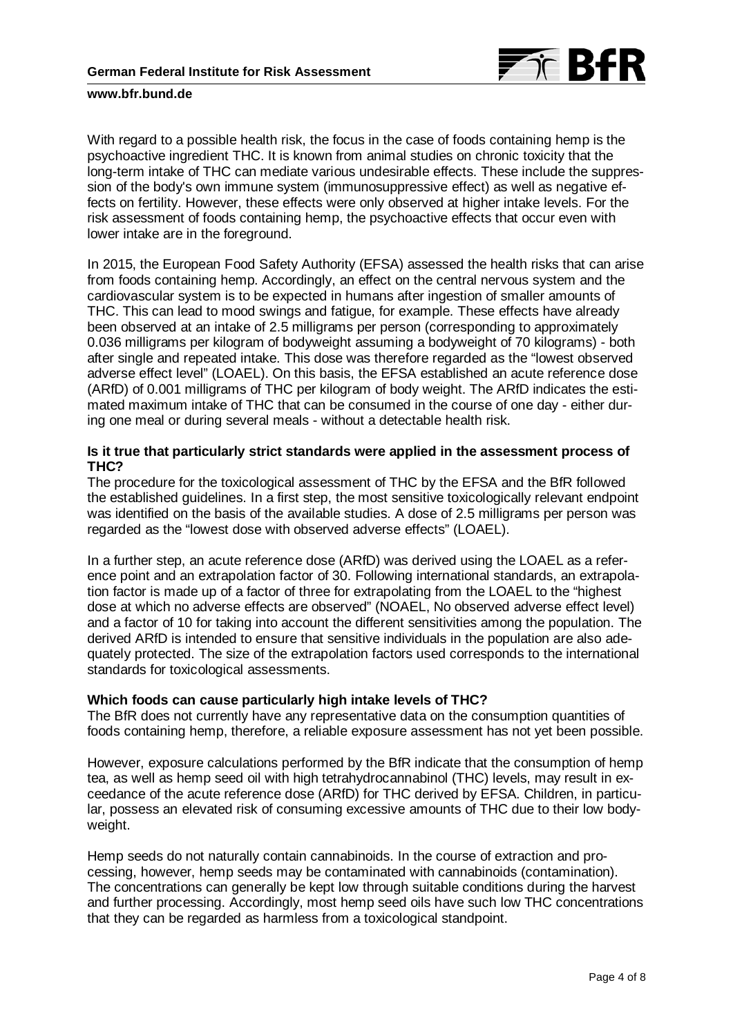With regard to a possible health risk, the focus in the case of foods containing hemp is the psychoactive ingredient THC. It is known from animal studies on chronic toxicity that the long-term intake of THC can mediate various undesirable effects. These include the suppression of the body's own immune system (immunosuppressive effect) as well as negative effects on fertility. However, these effects were only observed at higher intake levels. For the risk assessment of foods containing hemp, the psychoactive effects that occur even with lower intake are in the foreground.

In 2015, the European Food Safety Authority (EFSA) assessed the health risks that can arise from foods containing hemp. Accordingly, an effect on the central nervous system and the cardiovascular system is to be expected in humans after ingestion of smaller amounts of THC. This can lead to mood swings and fatigue, for example. These effects have already been observed at an intake of 2.5 milligrams per person (corresponding to approximately 0.036 milligrams per kilogram of bodyweight assuming a bodyweight of 70 kilograms) - both after single and repeated intake. This dose was therefore regarded as the "lowest observed adverse effect level" (LOAEL). On this basis, the EFSA established an acute reference dose (ARfD) of 0.001 milligrams of THC per kilogram of body weight. The ARfD indicates the estimated maximum intake of THC that can be consumed in the course of one day - either during one meal or during several meals - without a detectable health risk.

**Is it true that particularly strict standards were applied in the assessment process of THC?**

The procedure for the toxicological assessment of THC by the EFSA and the BfR followed the established guidelines. In a first step, the most sensitive toxicologically relevant endpoint was identified on the basis of the available studies. A dose of 2.5 milligrams per person was regarded as the "lowest dose with observed adverse effects" (LOAEL).

In a further step, an acute reference dose (ARfD) was derived using the LOAEL as a reference point and an extrapolation factor of 30. Following international standards, an extrapolation factor is made up of a factor of three for extrapolating from the LOAEL to the "highest dose at which no adverse effects are observed" (NOAEL, No observed adverse effect level) and a factor of 10 for taking into account the different sensitivities among the population. The derived ARfD is intended to ensure that sensitive individuals in the population are also adequately protected. The size of the extrapolation factors used corresponds to the international standards for toxicological assessments.

**Which foods can cause particularly high intake levels of THC?**

The BfR does not currently have any representative data on the consumption quantities of foods containing hemp, therefore, a reliable exposure assessment has not yet been possible.

However, exposure calculations performed by the BfR indicate that the consumption of hemp tea, as well as hemp seed oil with high tetrahydrocannabinol (THC) levels, may result in exceedance of the acute reference dose (ARfD) for THC derived by EFSA. Children, in particular, possess an elevated risk of consuming excessive amounts of THC due to their low bodyweight.

Hemp seeds do not naturally contain cannabinoids. In the course of extraction and processing, however, hemp seeds may be contaminated with cannabinoids (contamination). The concentrations can generally be kept low through suitable conditions during the harvest and further processing. Accordingly, most hemp seed oils have such low THC concentrations that they can be regarded as harmless from a toxicological standpoint.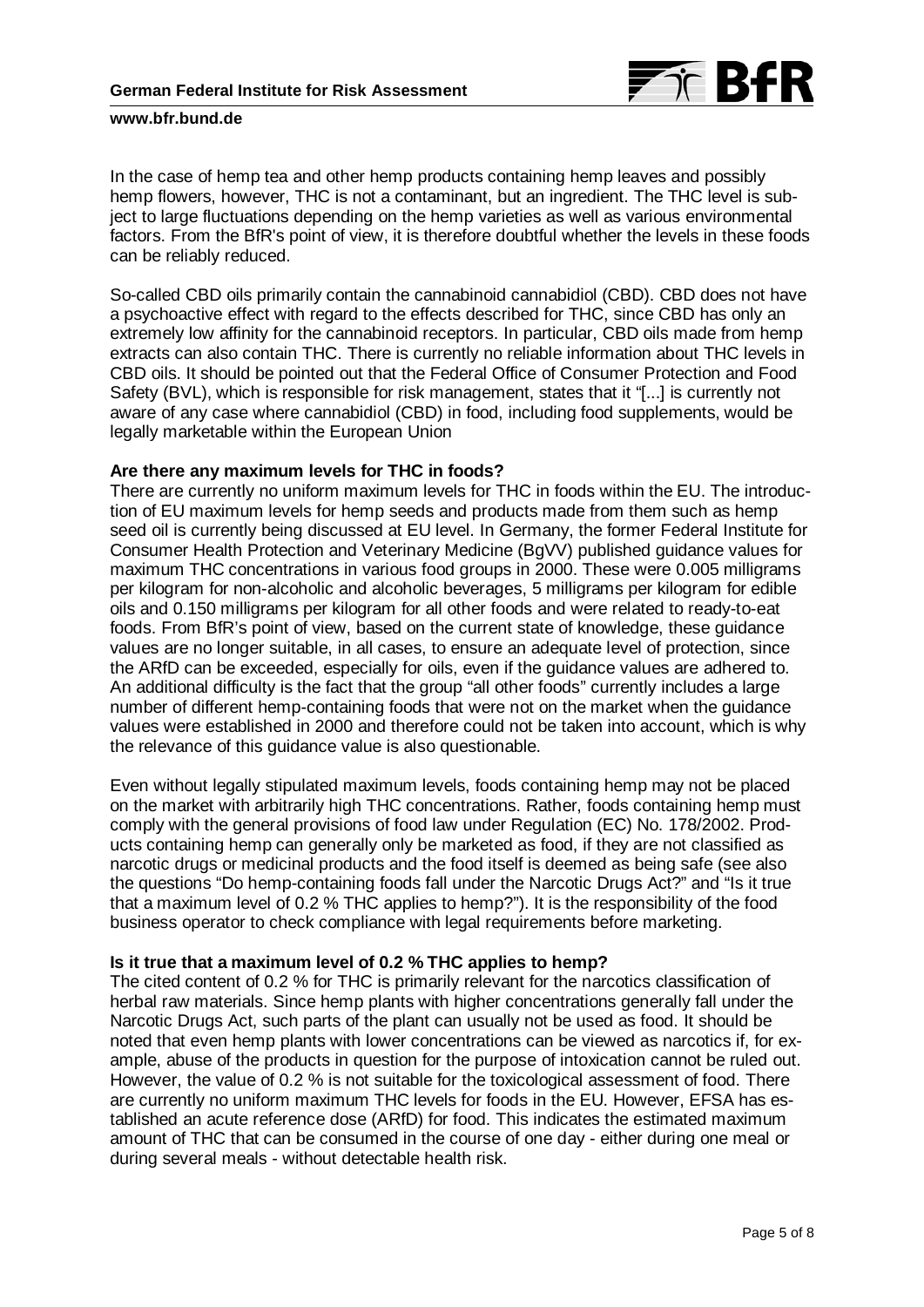In the case of hemp tea and other hemp products containing hemp leaves and possibly hemp flowers, however, THC is not a contaminant, but an ingredient. The THC level is subject to large fluctuations depending on the hemp varieties as well as various environmental factors. From the BfR's point of view, it is therefore doubtful whether the levels in these foods can be reliably reduced.

So-called CBD oils primarily contain the cannabinoid cannabidiol (CBD). CBD does not have a psychoactive effect with regard to the effects described for THC, since CBD has only an extremely low affinity for the cannabinoid receptors. In particular, CBD oils made from hemp extracts can also contain THC. There is currently no reliable information about THC levels in CBD oils. It should be pointed out that the Federal Office of Consumer Protection and Food Safety (BVL), which is responsible for risk management, states that it "[...] is currently not aware of any case where cannabidiol (CBD) in food, including food supplements, would be legally marketable within the European Union

**Are there any maximum levels for THC in foods?**

There are currently no uniform maximum levels for THC in foods within the EU. The introduction of EU maximum levels for hemp seeds and products made from them such as hemp seed oil is currently being discussed at EU level. In Germany, the former Federal Institute for Consumer Health Protection and Veterinary Medicine (BgVV) published guidance values for maximum THC concentrations in various food groups in 2000. These were 0.005 milligrams per kilogram for non-alcoholic and alcoholic beverages, 5 milligrams per kilogram for edible oils and 0.150 milligrams per kilogram for all other foods and were related to ready-to-eat foods. From BfR's point of view, based on the current state of knowledge, these guidance values are no longer suitable, in all cases, to ensure an adequate level of protection, since the ARfD can be exceeded, especially for oils, even if the guidance values are adhered to. An additional difficulty is the fact that the group "all other foods" currently includes a large number of different hemp-containing foods that were not on the market when the guidance values were established in 2000 and therefore could not be taken into account, which is why the relevance of this guidance value is also questionable.

Even without legally stipulated maximum levels, foods containing hemp may not be placed on the market with arbitrarily high THC concentrations. Rather, foods containing hemp must comply with the general provisions of food law under Regulation (EC) No. 178/2002. Products containing hemp can generally only be marketed as food, if they are not classified as narcotic drugs or medicinal products and the food itself is deemed as being safe (see also the questions "Do hemp-containing foods fall under the Narcotic Drugs Act?" and "Is it true that a maximum level of 0.2 % THC applies to hemp?"). It is the responsibility of the food business operator to check compliance with legal requirements before marketing.

**Is it true that a maximum level of 0.2 % THC applies to hemp?**

The cited content of 0.2 % for THC is primarily relevant for the narcotics classification of herbal raw materials. Since hemp plants with higher concentrations generally fall under the Narcotic Drugs Act, such parts of the plant can usually not be used as food. It should be noted that even hemp plants with lower concentrations can be viewed as narcotics if, for example, abuse of the products in question for the purpose of intoxication cannot be ruled out. However, the value of 0.2 % is not suitable for the toxicological assessment of food. There are currently no uniform maximum THC levels for foods in the EU. However, EFSA has established an acute reference dose (ARfD) for food. This indicates the estimated maximum amount of THC that can be consumed in the course of one day - either during one meal or during several meals - without detectable health risk.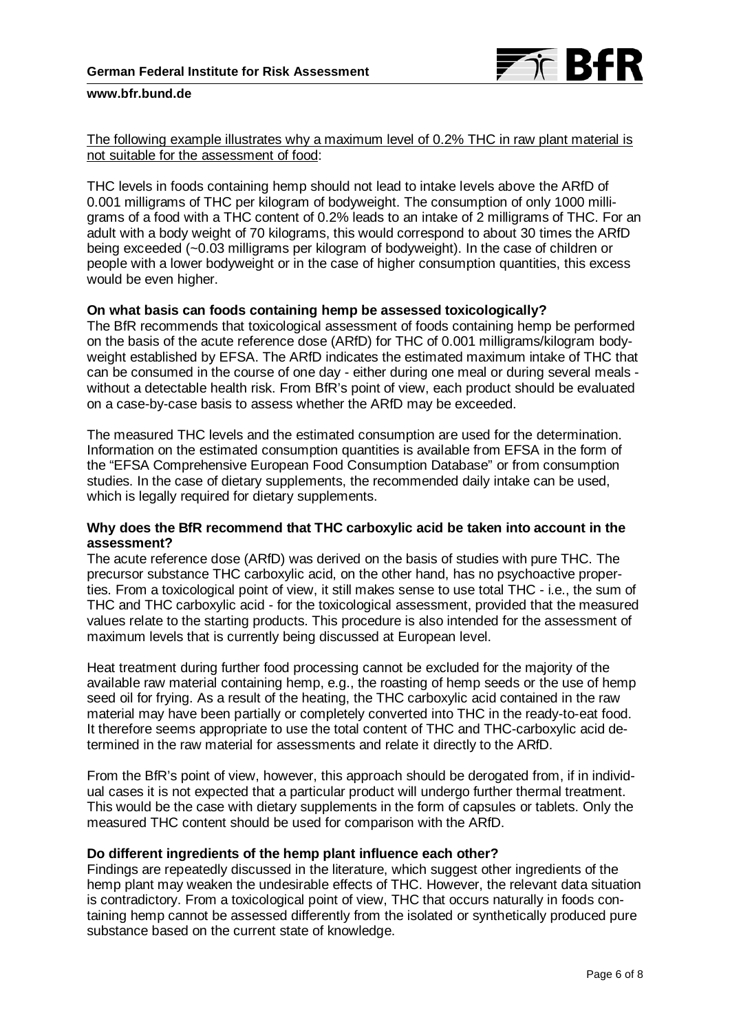<u>The following example illustrates why a maximum level of 0.2% THC in raw plant material is not suitable for the assessment of food</u>:

THC levels in foods containing hemp should not lead to intake levels above the ARfD of 0.001 milligrams of THC per kilogram of bodyweight. The consumption of only 1000 milligrams of a food with a THC content of 0.2% leads to an intake of 2 milligrams of THC. For an adult with a body weight of 70 kilograms, this would correspond to about 30 times the ARfD being exceeded (~0.03 milligrams per kilogram of bodyweight). In the case of children or people with a lower bodyweight or in the case of higher consumption quantities, this excess would be even higher.

**On what basis can foods containing hemp be assessed toxicologically?**

The BfR recommends that toxicological assessment of foods containing hemp be performed on the basis of the acute reference dose (ARfD) for THC of 0.001 milligrams/kilogram bodyweight established by EFSA. The ARfD indicates the estimated maximum intake of THC that can be consumed in the course of one day - either during one meal or during several meals - without a detectable health risk. From BfR's point of view, each product should be evaluated on a case-by-case basis to assess whether the ARfD may be exceeded.

The measured THC levels and the estimated consumption are used for the determination. Information on the estimated consumption quantities is available from EFSA in the form of the "EFSA Comprehensive European Food Consumption Database" or from consumption studies. In the case of dietary supplements, the recommended daily intake can be used, which is legally required for dietary supplements.

**Why does the BfR recommend that THC carboxylic acid be taken into account in the assessment?**

The acute reference dose (ARfD) was derived on the basis of studies with pure THC. The precursor substance THC carboxylic acid, on the other hand, has no psychoactive properties. From a toxicological point of view, it still makes sense to use total THC - i.e., the sum of THC and THC carboxylic acid - for the toxicological assessment, provided that the measured values relate to the starting products. This procedure is also intended for the assessment of maximum levels that is currently being discussed at European level.

Heat treatment during further food processing cannot be excluded for the majority of the available raw material containing hemp, e.g., the roasting of hemp seeds or the use of hemp seed oil for frying. As a result of the heating, the THC carboxylic acid contained in the raw material may have been partially or completely converted into THC in the ready-to-eat food. It therefore seems appropriate to use the total content of THC and THC-carboxylic acid determined in the raw material for assessments and relate it directly to the ARfD.

From the BfR's point of view, however, this approach should be derogated from, if in individual cases it is not expected that a particular product will undergo further thermal treatment. This would be the case with dietary supplements in the form of capsules or tablets. Only the measured THC content should be used for comparison with the ARfD.

**Do different ingredients of the hemp plant influence each other?**

Findings are repeatedly discussed in the literature, which suggest other ingredients of the hemp plant may weaken the undesirable effects of THC. However, the relevant data situation is contradictory. From a toxicological point of view, THC that occurs naturally in foods containing hemp cannot be assessed differently from the isolated or synthetically produced pure substance based on the current state of knowledge.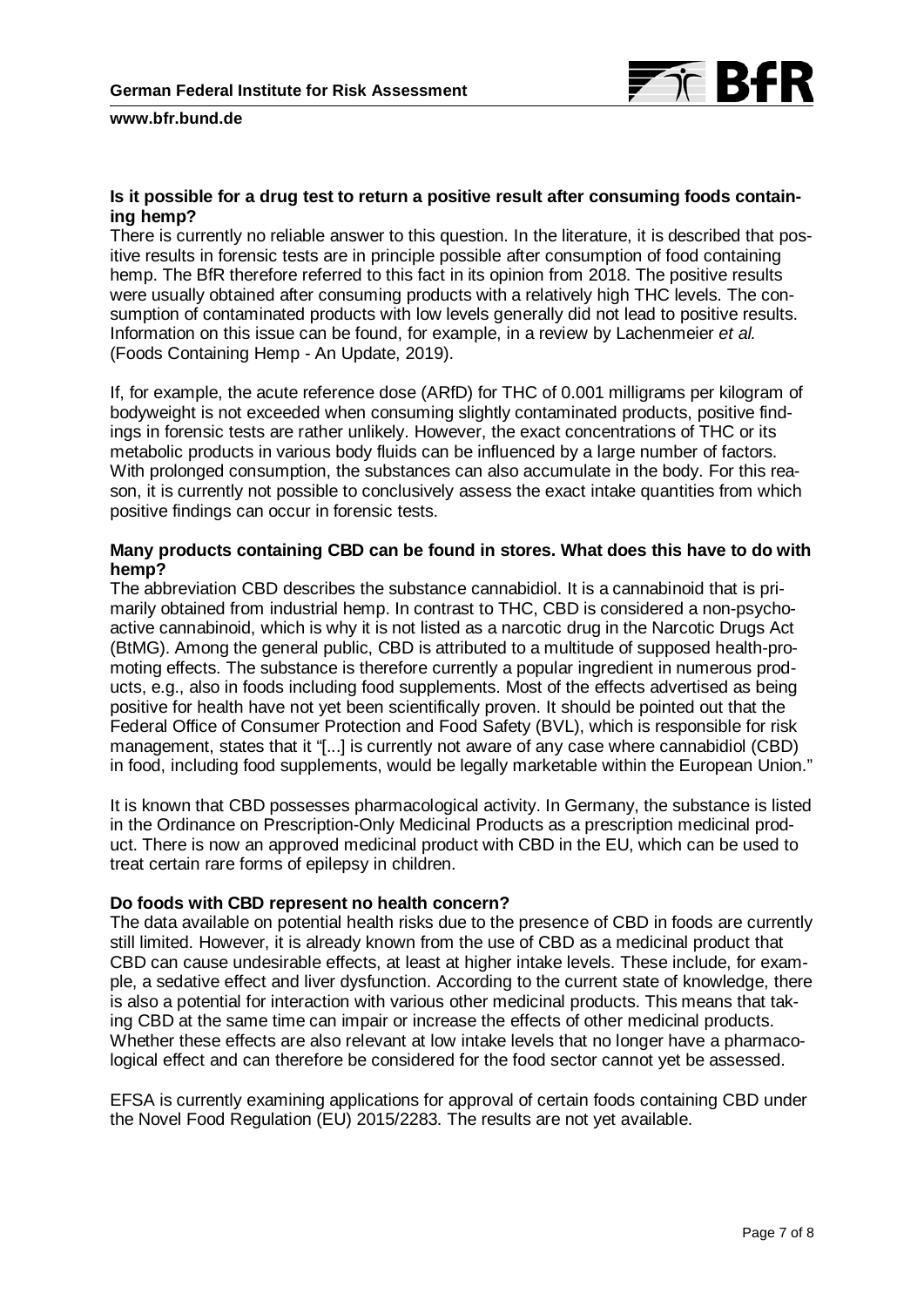### Is it possible for a drug test to return a positive result after consuming foods containing hemp?

There is currently no reliable answer to this question. In the literature, it is described that positive results in forensic tests are in principle possible after consumption of food containing hemp. The BfR therefore referred to this fact in its opinion from 2018. The positive results were usually obtained after consuming products with a relatively high THC levels. The consumption of contaminated products with low levels generally did not lead to positive results. Information on this issue can be found, for example, in a review by Lachenmeier *et al.* (Foods Containing Hemp - An Update, 2019).

If, for example, the acute reference dose (ARfD) for THC of 0.001 milligrams per kilogram of bodyweight is not exceeded when consuming slightly contaminated products, positive findings in forensic tests are rather unlikely. However, the exact concentrations of THC or its metabolic products in various body fluids can be influenced by a large number of factors. With prolonged consumption, the substances can also accumulate in the body. For this reason, it is currently not possible to conclusively assess the exact intake quantities from which positive findings can occur in forensic tests.

### Many products containing CBD can be found in stores. What does this have to do with hemp?

The abbreviation CBD describes the substance cannabidiol. It is a cannabinoid that is primarily obtained from industrial hemp. In contrast to THC, CBD is considered a non-psychoactive cannabinoid, which is why it is not listed as a narcotic drug in the Narcotic Drugs Act (BtMG). Among the general public, CBD is attributed to a multitude of supposed health-promoting effects. The substance is therefore currently a popular ingredient in numerous products, e.g., also in foods including food supplements. Most of the effects advertised as being positive for health have not yet been scientifically proven. It should be pointed out that the Federal Office of Consumer Protection and Food Safety (BVL), which is responsible for risk management, states that it "[...] is currently not aware of any case where cannabidiol (CBD) in food, including food supplements, would be legally marketable within the European Union."

It is known that CBD possesses pharmacological activity. In Germany, the substance is listed in the Ordinance on Prescription-Only Medicinal Products as a prescription medicinal product. There is now an approved medicinal product with CBD in the EU, which can be used to treat certain rare forms of epilepsy in children.

### Do foods with CBD represent no health concern?

The data available on potential health risks due to the presence of CBD in foods are currently still limited. However, it is already known from the use of CBD as a medicinal product that CBD can cause undesirable effects, at least at higher intake levels. These include, for example, a sedative effect and liver dysfunction. According to the current state of knowledge, there is also a potential for interaction with various other medicinal products. This means that taking CBD at the same time can impair or increase the effects of other medicinal products. Whether these effects are also relevant at low intake levels that no longer have a pharmacological effect and can therefore be considered for the food sector cannot yet be assessed.

EFSA is currently examining applications for approval of certain foods containing CBD under the Novel Food Regulation (EU) 2015/2283. The results are not yet available.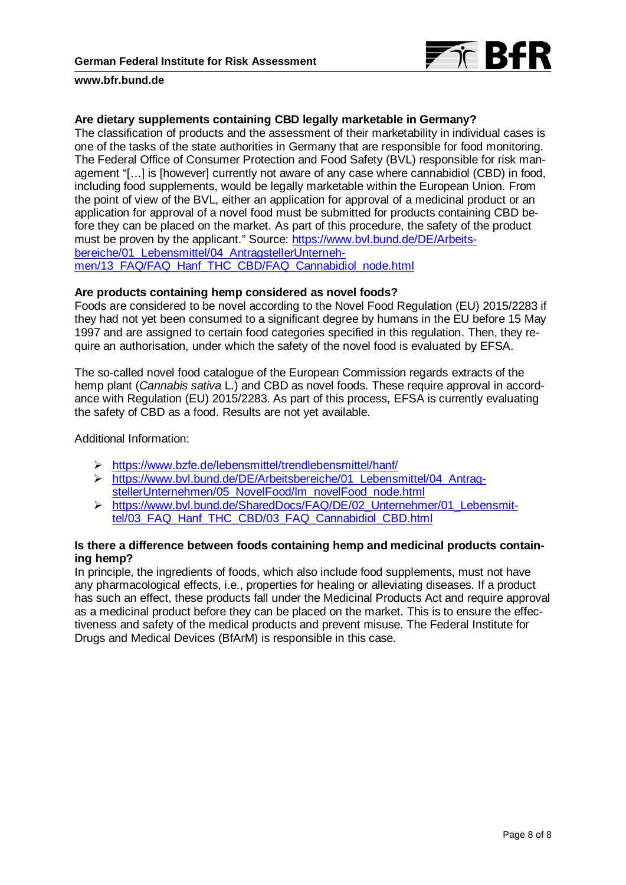### Are dietary supplements containing CBD legally marketable in Germany?

The classification of products and the assessment of their marketability in individual cases is one of the tasks of the state authorities in Germany that are responsible for food monitoring. The Federal Office of Consumer Protection and Food Safety (BVL) responsible for risk management "[…] is [however] currently not aware of any case where cannabidiol (CBD) in food, including food supplements, would be legally marketable within the European Union. From the point of view of the BVL, either an application for approval of a medicinal product or an application for approval of a novel food must be submitted for products containing CBD before they can be placed on the market. As part of this procedure, the safety of the product must be proven by the applicant." Source: https://www.bvl.bund.de/DE/Arbeitsbereiche/01_Lebensmittel/04_AntragstellerUnternehmen/13_FAQ/FAQ_Hanf_THC_CBD/FAQ_Cannabidiol_node.html

### Are products containing hemp considered as novel foods?

Foods are considered to be novel according to the Novel Food Regulation (EU) 2015/2283 if they had not yet been consumed to a significant degree by humans in the EU before 15 May 1997 and are assigned to certain food categories specified in this regulation. Then, they require an authorisation, under which the safety of the novel food is evaluated by EFSA.

The so-called novel food catalogue of the European Commission regards extracts of the hemp plant (*Cannabis sativa* L.) and CBD as novel foods. These require approval in accordance with Regulation (EU) 2015/2283. As part of this process, EFSA is currently evaluating the safety of CBD as a food. Results are not yet available.

Additional Information:

- https://www.bzfe.de/lebensmittel/trendlebensmittel/hanf/
- https://www.bvl.bund.de/DE/Arbeitsbereiche/01_Lebensmittel/04_AntragstellerUnternehmen/05_NovelFood/lm_novelFood_node.html
- https://www.bvl.bund.de/SharedDocs/FAQ/DE/02_Unternehmer/01_Lebensmittel/03_FAQ_Hanf_THC_CBD/03_FAQ_Cannabidiol_CBD.html

### Is there a difference between foods containing hemp and medicinal products containing hemp?

In principle, the ingredients of foods, which also include food supplements, must not have any pharmacological effects, i.e., properties for healing or alleviating diseases. If a product has such an effect, these products fall under the Medicinal Products Act and require approval as a medicinal product before they can be placed on the market. This is to ensure the effectiveness and safety of the medical products and prevent misuse. The Federal Institute for Drugs and Medical Devices (BfArM) is responsible in this case.